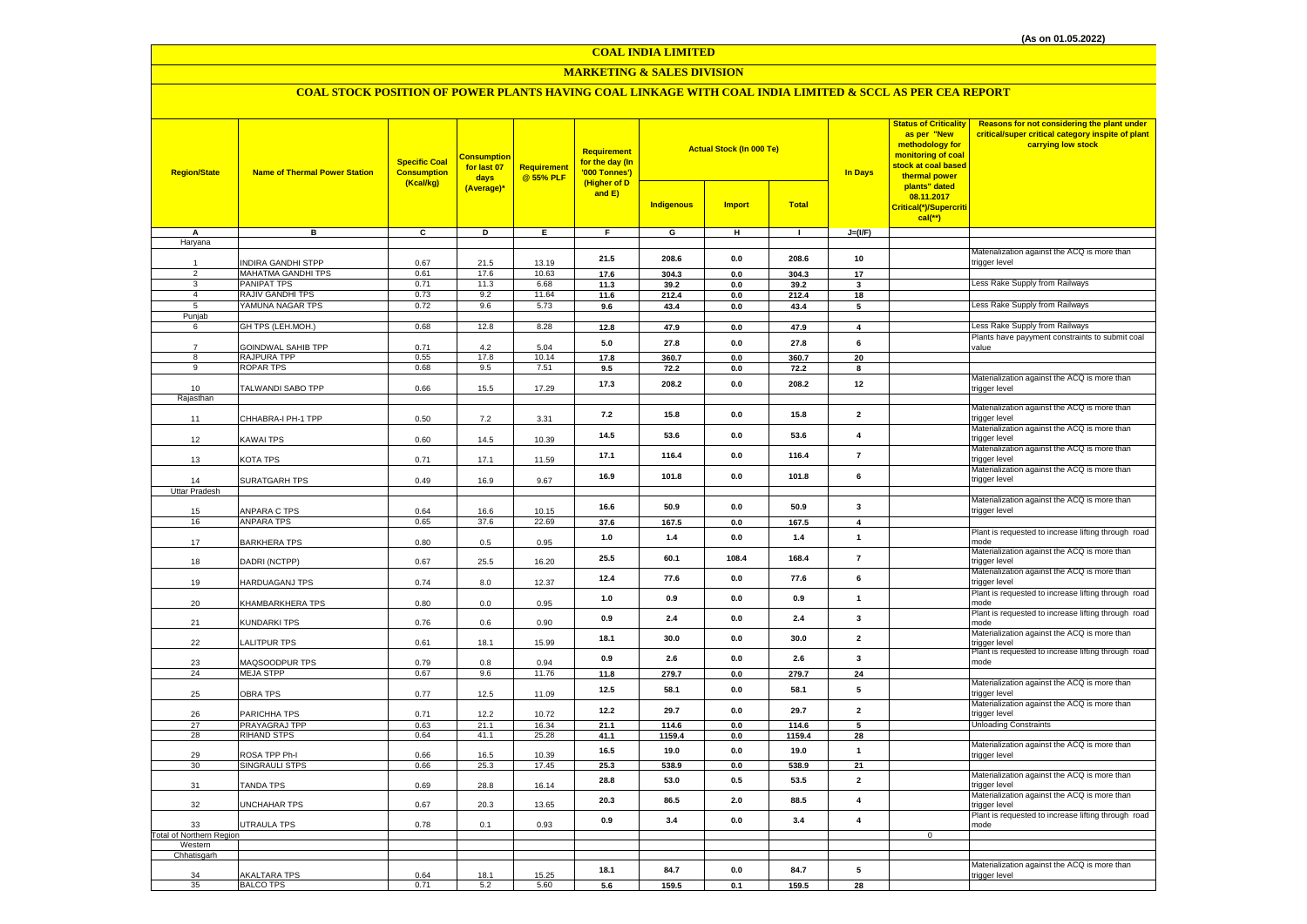(As on 01.05.2022)

# COAL INDIA LIMITED

## MARKETING & SALES DIVISION

### COAL STOCK POSITION OF POWER PLANTS HAVING COAL LINKAGE WITH COAL INDIA LIMITED & SCCL AS PER CEA REPORT

| Region/State | Name of Thermal Power Station | Specific Coal Consumption (Kcal/kg) | Consumption for last 07 days (Average)* | Requirement @ 55% PLF | Requirement for the day (In '000 Tonnes') (Higher of D and E) | Actual Stock (In 000 Te) | | | In Days | Status of Criticality as per "New methodology for monitoring of coal stock at coal based thermal power plants" dated 08.11.2017 Critical(*)/Supercritical(**) | Reasons for not considering the plant under critical/super critical category inspite of plant carrying low stock |
|---|---|---|---|---|---|---|---|---|---|---|---|
| | | | | | | Indigenous | Import | Total | | | |
| A | B | C | D | E | F | G | H | I | J=(I/F) | | |
| Haryana | | | | | | | | | | | |
| 1 | INDIRA GANDHI STPP | 0.67 | 21.5 | 13.19 | 21.5 | 208.6 | 0.0 | 208.6 | 10 | | Materialization against the ACQ is more than trigger level |
| 2 | MAHATMA GANDHI TPS | 0.61 | 17.6 | 10.63 | 17.6 | 304.3 | 0.0 | 304.3 | 17 | | |
| 3 | PANIPAT TPS | 0.71 | 11.3 | 6.68 | 11.3 | 39.2 | 0.0 | 39.2 | 3 | | Less Rake Supply from Railways |
| 4 | RAJIV GANDHI TPS | 0.73 | 9.2 | 11.64 | 11.6 | 212.4 | 0.0 | 212.4 | 18 | | |
| 5 | YAMUNA NAGAR TPS | 0.72 | 9.6 | 5.73 | 9.6 | 43.4 | 0.0 | 43.4 | 5 | | Less Rake Supply from Railways |
| Punjab | | | | | | | | | | | |
| 6 | GH TPS (LEH.MOH.) | 0.68 | 12.8 | 8.28 | 12.8 | 47.9 | 0.0 | 47.9 | 4 | | Less Rake Supply from Railways |
| 7 | GOINDWAL SAHIB TPP | 0.71 | 4.2 | 5.04 | 5.0 | 27.8 | 0.0 | 27.8 | 6 | | Plants have payyment constraints to submit coal value |
| 8 | RAJPURA TPP | 0.55 | 17.8 | 10.14 | 17.8 | 360.7 | 0.0 | 360.7 | 20 | | |
| 9 | ROPAR TPS | 0.68 | 9.5 | 7.51 | 9.5 | 72.2 | 0.0 | 72.2 | 8 | | |
| 10 | TALWANDI SABO TPP | 0.66 | 15.5 | 17.29 | 17.3 | 208.2 | 0.0 | 208.2 | 12 | | Materialization against the ACQ is more than trigger level |
| Rajasthan | | | | | | | | | | | |
| 11 | CHHABRA-I PH-1 TPP | 0.50 | 7.2 | 3.31 | 7.2 | 15.8 | 0.0 | 15.8 | 2 | | Materialization against the ACQ is more than trigger level |
| 12 | KAWAI TPS | 0.60 | 14.5 | 10.39 | 14.5 | 53.6 | 0.0 | 53.6 | 4 | | Materialization against the ACQ is more than trigger level |
| 13 | KOTA TPS | 0.71 | 17.1 | 11.59 | 17.1 | 116.4 | 0.0 | 116.4 | 7 | | Materialization against the ACQ is more than trigger level |
| 14 | SURATGARH TPS | 0.49 | 16.9 | 9.67 | 16.9 | 101.8 | 0.0 | 101.8 | 6 | | Materialization against the ACQ is more than trigger level |
| Uttar Pradesh | | | | | | | | | | | |
| 15 | ANPARA C TPS | 0.64 | 16.6 | 10.15 | 16.6 | 50.9 | 0.0 | 50.9 | 3 | | Materialization against the ACQ is more than trigger level |
| 16 | ANPARA TPS | 0.65 | 37.6 | 22.69 | 37.6 | 167.5 | 0.0 | 167.5 | 4 | | |
| 17 | BARKHERA TPS | 0.80 | 0.5 | 0.95 | 1.0 | 1.4 | 0.0 | 1.4 | 1 | | Plant is requested to increase lifting through road mode |
| 18 | DADRI (NCTPP) | 0.67 | 25.5 | 16.20 | 25.5 | 60.1 | 108.4 | 168.4 | 7 | | Materialization against the ACQ is more than trigger level |
| 19 | HARDUAGANJ TPS | 0.74 | 8.0 | 12.37 | 12.4 | 77.6 | 0.0 | 77.6 | 6 | | Materialization against the ACQ is more than trigger level |
| 20 | KHAMBARKHERA TPS | 0.80 | 0.0 | 0.95 | 1.0 | 0.9 | 0.0 | 0.9 | 1 | | Plant is requested to increase lifting through road mode |
| 21 | KUNDARKI TPS | 0.76 | 0.6 | 0.90 | 0.9 | 2.4 | 0.0 | 2.4 | 3 | | Plant is requested to increase lifting through road mode |
| 22 | LALITPUR TPS | 0.61 | 18.1 | 15.99 | 18.1 | 30.0 | 0.0 | 30.0 | 2 | | Materialization against the ACQ is more than trigger level |
| 23 | MAQSOODPUR TPS | 0.79 | 0.8 | 0.94 | 0.9 | 2.6 | 0.0 | 2.6 | 3 | | Plant is requested to increase lifting through road mode |
| 24 | MEJA STPP | 0.67 | 9.6 | 11.76 | 11.8 | 279.7 | 0.0 | 279.7 | 24 | | |
| 25 | OBRA TPS | 0.77 | 12.5 | 11.09 | 12.5 | 58.1 | 0.0 | 58.1 | 5 | | Materialization against the ACQ is more than trigger level |
| 26 | PARICHHA TPS | 0.71 | 12.2 | 10.72 | 12.2 | 29.7 | 0.0 | 29.7 | 2 | | Materialization against the ACQ is more than trigger level |
| 27 | PRAYAGRAJ TPP | 0.63 | 21.1 | 16.34 | 21.1 | 114.6 | 0.0 | 114.6 | 5 | | Unloading Constraints |
| 28 | RIHAND STPS | 0.64 | 41.1 | 25.28 | 41.1 | 1159.4 | 0.0 | 1159.4 | 28 | | |
| 29 | ROSA TPP Ph-I | 0.66 | 16.5 | 10.39 | 16.5 | 19.0 | 0.0 | 19.0 | 1 | | Materialization against the ACQ is more than trigger level |
| 30 | SINGRAULI STPS | 0.66 | 25.3 | 17.45 | 25.3 | 538.9 | 0.0 | 538.9 | 21 | | |
| 31 | TANDA TPS | 0.69 | 28.8 | 16.14 | 28.8 | 53.0 | 0.5 | 53.5 | 2 | | Materialization against the ACQ is more than trigger level |
| 32 | UNCHAHAR TPS | 0.67 | 20.3 | 13.65 | 20.3 | 86.5 | 2.0 | 88.5 | 4 | | Materialization against the ACQ is more than trigger level |
| 33 | UTRAULA TPS | 0.78 | 0.1 | 0.93 | 0.9 | 3.4 | 0.0 | 3.4 | 4 | | Plant is requested to increase lifting through road mode |
| Total of Northern Region | | | | | | | | | | 0 | |
| Western | | | | | | | | | | | |
| Chhatisgarh | | | | | | | | | | | |
| 34 | AKALTARA TPS | 0.64 | 18.1 | 15.25 | 18.1 | 84.7 | 0.0 | 84.7 | 5 | | Materialization against the ACQ is more than trigger level |
| 35 | BALCO TPS | 0.71 | 5.2 | 5.60 | 5.6 | 159.5 | 0.1 | 159.5 | 28 | | |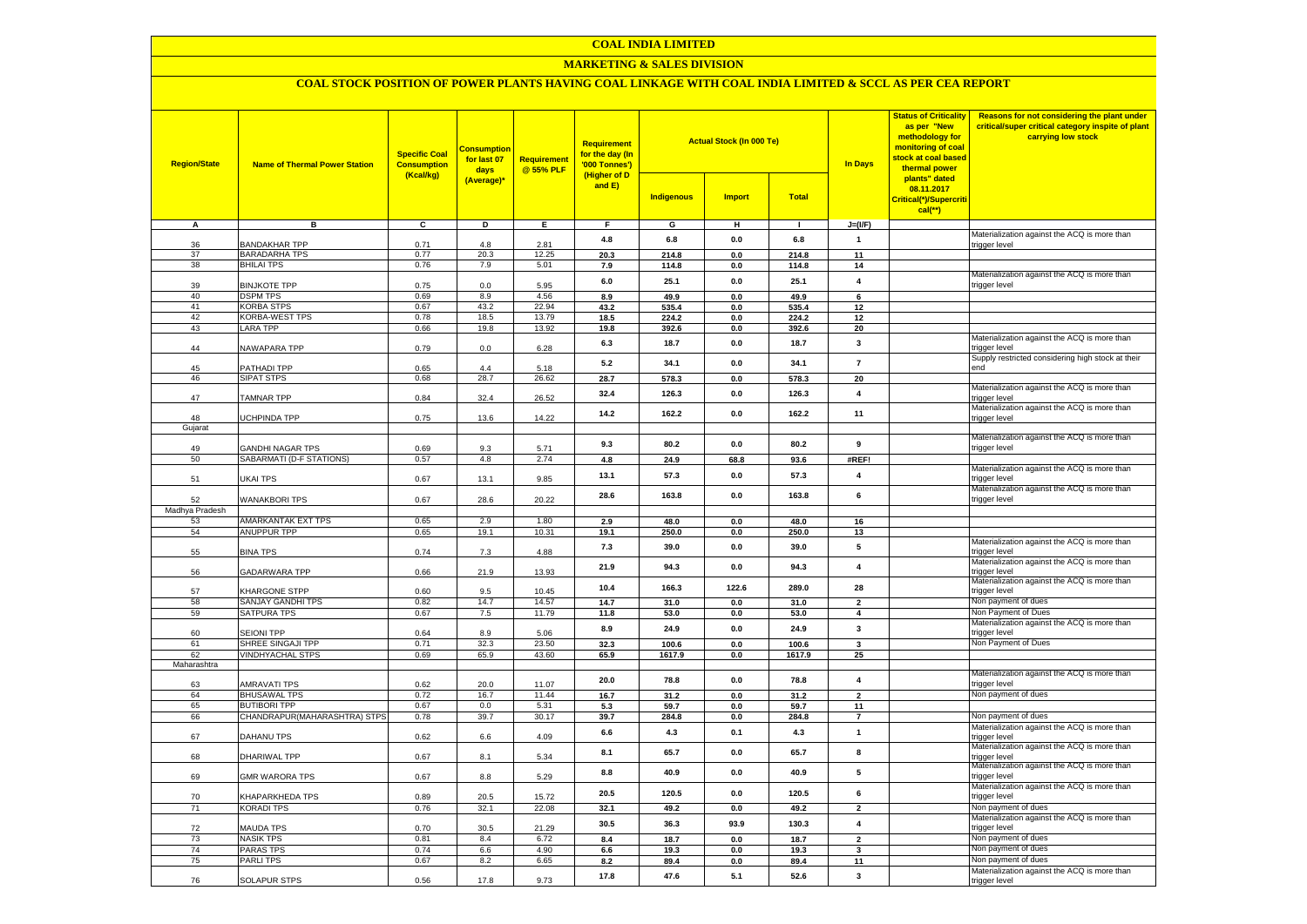# COAL INDIA LIMITED

## MARKETING & SALES DIVISION

### COAL STOCK POSITION OF POWER PLANTS HAVING COAL LINKAGE WITH COAL INDIA LIMITED & SCCL AS PER CEA REPORT

| Region/State | Name of Thermal Power Station | Specific Coal Consumption (Kcal/kg) | Consumption for last 07 days (Average)* | Requirement @ 55% PLF | Requirement for the day (In '000 Tonnes') (Higher of D and E) | Actual Stock (In 000 Te) | | | In Days | Status of Criticality as per "New methodology for monitoring of coal stock at coal based thermal power plants" dated 08.11.2017 Critical(*)/Supercritical(**) | Reasons for not considering the plant under critical/super critical category inspite of plant carrying low stock |
|---|---|---|---|---|---|---|---|---|---|---|---|
| | | | | | | Indigenous | Import | Total | | | |
| A | B | C | D | E | F | G | H | I | J=(I/F) | | |
| 36 | BANDAKHAR TPP | 0.71 | 4.8 | 2.81 | 4.8 | 6.8 | 0.0 | 6.8 | 1 | | Materialization against the ACQ is more than trigger level |
| 37 | BARADARHA TPS | 0.77 | 20.3 | 12.25 | 20.3 | 214.8 | 0.0 | 214.8 | 11 | | |
| 38 | BHILAI TPS | 0.76 | 7.9 | 5.01 | 7.9 | 114.8 | 0.0 | 114.8 | 14 | | |
| 39 | BINJKOTE TPP | 0.75 | 0.0 | 5.95 | 6.0 | 25.1 | 0.0 | 25.1 | 4 | | Materialization against the ACQ is more than trigger level |
| 40 | DSPM TPS | 0.69 | 8.9 | 4.56 | 8.9 | 49.9 | 0.0 | 49.9 | 6 | | |
| 41 | KORBA STPS | 0.67 | 43.2 | 22.94 | 43.2 | 535.4 | 0.0 | 535.4 | 12 | | |
| 42 | KORBA-WEST TPS | 0.78 | 18.5 | 13.79 | 18.5 | 224.2 | 0.0 | 224.2 | 12 | | |
| 43 | LARA TPP | 0.66 | 19.8 | 13.92 | 19.8 | 392.6 | 0.0 | 392.6 | 20 | | |
| 44 | NAWAPARA TPP | 0.79 | 0.0 | 6.28 | 6.3 | 18.7 | 0.0 | 18.7 | 3 | | Materialization against the ACQ is more than trigger level |
| 45 | PATHADI TPP | 0.65 | 4.4 | 5.18 | 5.2 | 34.1 | 0.0 | 34.1 | 7 | | Supply restricted considering high stock at their end |
| 46 | SIPAT STPS | 0.68 | 28.7 | 26.62 | 28.7 | 578.3 | 0.0 | 578.3 | 20 | | |
| 47 | TAMNAR TPP | 0.84 | 32.4 | 26.52 | 32.4 | 126.3 | 0.0 | 126.3 | 4 | | Materialization against the ACQ is more than trigger level |
| 48 | UCHPINDA TPP | 0.75 | 13.6 | 14.22 | 14.2 | 162.2 | 0.0 | 162.2 | 11 | | Materialization against the ACQ is more than trigger level |
| Gujarat | | | | | | | | | | | |
| 49 | GANDHI NAGAR TPS | 0.69 | 9.3 | 5.71 | 9.3 | 80.2 | 0.0 | 80.2 | 9 | | Materialization against the ACQ is more than trigger level |
| 50 | SABARMATI (D-F STATIONS) | 0.57 | 4.8 | 2.74 | 4.8 | 24.9 | 68.8 | 93.6 | #REF! | | |
| 51 | UKAI TPS | 0.67 | 13.1 | 9.85 | 13.1 | 57.3 | 0.0 | 57.3 | 4 | | Materialization against the ACQ is more than trigger level |
| 52 | WANAKBORI TPS | 0.67 | 28.6 | 20.22 | 28.6 | 163.8 | 0.0 | 163.8 | 6 | | Materialization against the ACQ is more than trigger level |
| Madhya Pradesh | | | | | | | | | | | |
| 53 | AMARKANTAK EXT TPS | 0.65 | 2.9 | 1.80 | 2.9 | 48.0 | 0.0 | 48.0 | 16 | | |
| 54 | ANUPPUR TPP | 0.65 | 19.1 | 10.31 | 19.1 | 250.0 | 0.0 | 250.0 | 13 | | |
| 55 | BINA TPS | 0.74 | 7.3 | 4.88 | 7.3 | 39.0 | 0.0 | 39.0 | 5 | | Materialization against the ACQ is more than trigger level |
| 56 | GADARWARA TPP | 0.66 | 21.9 | 13.93 | 21.9 | 94.3 | 0.0 | 94.3 | 4 | | Materialization against the ACQ is more than trigger level |
| 57 | KHARGONE STPP | 0.60 | 9.5 | 10.45 | 10.4 | 166.3 | 122.6 | 289.0 | 28 | | Materialization against the ACQ is more than trigger level |
| 58 | SANJAY GANDHI TPS | 0.82 | 14.7 | 14.57 | 14.7 | 31.0 | 0.0 | 31.0 | 2 | | Non payment of dues |
| 59 | SATPURA TPS | 0.67 | 7.5 | 11.79 | 11.8 | 53.0 | 0.0 | 53.0 | 4 | | Non Payment of Dues |
| 60 | SEIONI TPP | 0.64 | 8.9 | 5.06 | 8.9 | 24.9 | 0.0 | 24.9 | 3 | | Materialization against the ACQ is more than trigger level |
| 61 | SHREE SINGAJI TPP | 0.71 | 32.3 | 23.50 | 32.3 | 100.6 | 0.0 | 100.6 | 3 | | Non Payment of Dues |
| 62 | VINDHYACHAL STPS | 0.69 | 65.9 | 43.60 | 65.9 | 1617.9 | 0.0 | 1617.9 | 25 | | |
| Maharashtra | | | | | | | | | | | |
| 63 | AMRAVATI TPS | 0.62 | 20.0 | 11.07 | 20.0 | 78.8 | 0.0 | 78.8 | 4 | | Materialization against the ACQ is more than trigger level |
| 64 | BHUSAWAL TPS | 0.72 | 16.7 | 11.44 | 16.7 | 31.2 | 0.0 | 31.2 | 2 | | Non payment of dues |
| 65 | BUTIBORI TPP | 0.67 | 0.0 | 5.31 | 5.3 | 59.7 | 0.0 | 59.7 | 11 | | |
| 66 | CHANDRAPUR(MAHARASHTRA) STPS | 0.78 | 39.7 | 30.17 | 39.7 | 284.8 | 0.0 | 284.8 | 7 | | Non payment of dues |
| 67 | DAHANU TPS | 0.62 | 6.6 | 4.09 | 6.6 | 4.3 | 0.1 | 4.3 | 1 | | Materialization against the ACQ is more than trigger level |
| 68 | DHARIWAL TPP | 0.67 | 8.1 | 5.34 | 8.1 | 65.7 | 0.0 | 65.7 | 8 | | Materialization against the ACQ is more than trigger level |
| 69 | GMR WARORA TPS | 0.67 | 8.8 | 5.29 | 8.8 | 40.9 | 0.0 | 40.9 | 5 | | Materialization against the ACQ is more than trigger level |
| 70 | KHAPARKHEDA TPS | 0.89 | 20.5 | 15.72 | 20.5 | 120.5 | 0.0 | 120.5 | 6 | | Materialization against the ACQ is more than trigger level |
| 71 | KORADI TPS | 0.76 | 32.1 | 22.08 | 32.1 | 49.2 | 0.0 | 49.2 | 2 | | Non payment of dues |
| 72 | MAUDA TPS | 0.70 | 30.5 | 21.29 | 30.5 | 36.3 | 93.9 | 130.3 | 4 | | Materialization against the ACQ is more than trigger level |
| 73 | NASIK TPS | 0.81 | 8.4 | 6.72 | 8.4 | 18.7 | 0.0 | 18.7 | 2 | | Non payment of dues |
| 74 | PARAS TPS | 0.74 | 6.6 | 4.90 | 6.6 | 19.3 | 0.0 | 19.3 | 3 | | Non payment of dues |
| 75 | PARLI TPS | 0.67 | 8.2 | 6.65 | 8.2 | 89.4 | 0.0 | 89.4 | 11 | | Non payment of dues |
| 76 | SOLAPUR STPS | 0.56 | 17.8 | 9.73 | 17.8 | 47.6 | 5.1 | 52.6 | 3 | | Materialization against the ACQ is more than trigger level |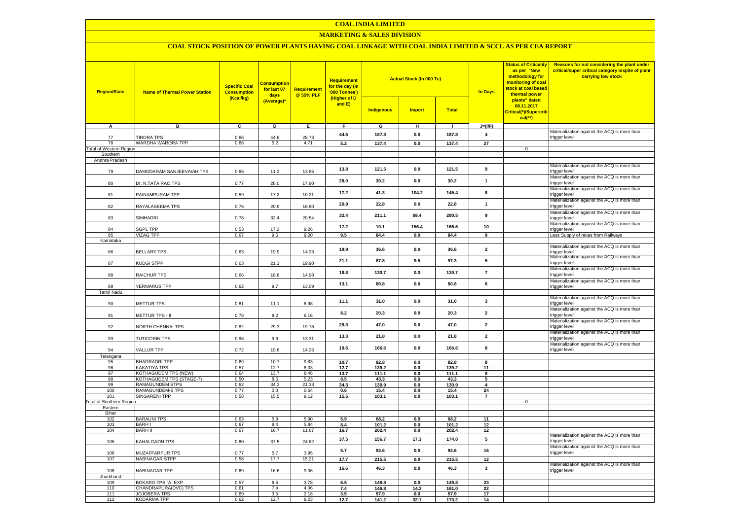# COAL INDIA LIMITED

## MARKETING & SALES DIVISION

### COAL STOCK POSITION OF POWER PLANTS HAVING COAL LINKAGE WITH COAL INDIA LIMITED & SCCL AS PER CEA REPORT

| Region/State | Name of Thermal Power Station | Specific Coal Consumption (Kcal/kg) | Consumption for last 07 days (Average)* | Requirement @ 55% PLF | Requirement for the day (In '000 Tonnes') (Higher of D and E) | Actual Stock (In 000 Te) | | | In Days | Status of Criticality as per "New methodology for monitoring of coal stock at coal based thermal power plants" dated 08.11.2017 Critical(*)/Supercritical(**) | Reasons for not considering the plant under critical/super critical category inspite of plant carrying low stock |
|---|---|---|---|---|---|---|---|---|---|---|---|
| | | | | | | Indigenous | Import | Total | | | |
| A | B | C | D | E | F | G | H | I | J=(I/F) | | |
| 77 | TIRORA TPS | 0.66 | 44.6 | 28.73 | 44.6 | 187.8 | 0.0 | 187.8 | 4 | | Materialization against the ACQ is more than trigger level |
| 78 | WARDHA WARORA TPP | 0.66 | 5.2 | 4.71 | 5.2 | 137.4 | 0.0 | 137.4 | 27 | | |
| Total of Western Region | | | | | | | | | | 0 | |
| Southern | | | | | | | | | | | |
| Andhra Pradesh | | | | | | | | | | | |
| 79 | DAMODARAM SANJEEVAIAH TPS | 0.66 | 11.3 | 13.85 | 13.8 | 121.5 | 0.0 | 121.5 | 9 | | Materialization against the ACQ is more than trigger level |
| 80 | Dr. N.TATA RAO TPS | 0.77 | 28.0 | 17.90 | 28.0 | 30.2 | 0.0 | 30.2 | 1 | | Materialization against the ACQ is more than trigger level |
| 81 | PAINAMPURAM TPP | 0.59 | 17.2 | 10.21 | 17.2 | 41.3 | 104.2 | 145.4 | 8 | | Materialization against the ACQ is more than trigger level |
| 82 | RAYALASEEMA TPS | 0.76 | 20.9 | 16.60 | 20.9 | 22.8 | 0.0 | 22.8 | 1 | | Materialization against the ACQ is more than trigger level |
| 83 | SIMHADRI | 0.78 | 32.4 | 20.54 | 32.4 | 211.1 | 69.4 | 280.5 | 9 | | Materialization against the ACQ is more than trigger level |
| 84 | SGPL TPP | 0.53 | 17.2 | 9.26 | 17.2 | 10.1 | 156.4 | 166.6 | 10 | | Materialization against the ACQ is more than trigger level |
| 85 | VIZAG TPP | 0.67 | 9.5 | 9.20 | 9.5 | 84.4 | 0.0 | 84.4 | 9 | | Less Supply of rakes from Railways |
| Karnataka | | | | | | | | | | | |
| 86 | BELLARY TPS | 0.63 | 19.9 | 14.23 | 19.9 | 36.6 | 0.0 | 36.6 | 2 | | Materialization against the ACQ is more than trigger level |
| 87 | KUDGI STPP | 0.63 | 21.1 | 19.90 | 21.1 | 87.8 | 9.5 | 97.3 | 5 | | Materialization against the ACQ is more than trigger level |
| 88 | RAICHUR TPS | 0.66 | 18.8 | 14.98 | 18.8 | 130.7 | 0.0 | 130.7 | 7 | | Materialization against the ACQ is more than trigger level |
| 89 | YERMARUS TPP | 0.62 | 9.7 | 13.09 | 13.1 | 80.8 | 0.0 | 80.8 | 6 | | Materialization against the ACQ is more than trigger level |
| Tamil Nadu | | | | | | | | | | | |
| 90 | METTUR TPS | 0.81 | 11.1 | 8.98 | 11.1 | 31.0 | 0.0 | 31.0 | 3 | | Materialization against the ACQ is more than trigger level |
| 91 | METTUR TPS - II | 0.78 | 8.2 | 6.16 | 8.2 | 20.3 | 0.0 | 20.3 | 2 | | Materialization against the ACQ is more than trigger level |
| 92 | NORTH CHENNAI TPS | 0.82 | 29.3 | 19.78 | 29.3 | 47.0 | 0.0 | 47.0 | 2 | | Materialization against the ACQ is more than trigger level |
| 93 | TUTICORIN TPS | 0.96 | 9.6 | 13.31 | 13.3 | 21.8 | 0.0 | 21.8 | 2 | | Materialization against the ACQ is more than trigger level |
| 94 | VALLUR TPP | 0.72 | 19.6 | 14.26 | 19.6 | 166.6 | 0.0 | 166.6 | 8 | | Materialization against the ACQ is more than trigger level |
| Telangana | | | | | | | | | | | |
| 95 | BHADRADRI TPP | 0.69 | 10.7 | 9.83 | 10.7 | 82.8 | 0.0 | 82.8 | 8 | | |
| 96 | KAKATIYA TPS | 0.57 | 12.7 | 8.33 | 12.7 | 139.2 | 0.0 | 139.2 | 11 | | |
| 97 | KOTHAGUDEM TPS (NEW) | 0.64 | 13.7 | 8.46 | 13.7 | 111.1 | 0.0 | 111.1 | 8 | | |
| 98 | KOTHAGUDEM TPS (STAGE-7) | 0.50 | 8.5 | 5.23 | 8.5 | 43.3 | 0.0 | 43.3 | 5 | | |
| 99 | RAMAGUNDEM STPS | 0.62 | 34.3 | 21.33 | 34.3 | 130.9 | 0.0 | 130.9 | 4 | | |
| 100 | RAMAGUNDEM-B TPS | 0.77 | 0.0 | 0.64 | 0.6 | 15.4 | 0.0 | 15.4 | 24 | | |
| 101 | SINGARENI TPP | 0.58 | 15.5 | 9.12 | 15.5 | 103.1 | 0.0 | 103.1 | 7 | | |
| Total of Southern Region | | | | | | | | | | 0 | |
| Eastern | | | | | | | | | | | |
| Bihar | | | | | | | | | | | |
| 102 | BARAUNI TPS | 0.63 | 5.9 | 5.90 | 5.9 | 68.2 | 0.0 | 68.2 | 11 | | |
| 103 | BARH I | 0.67 | 8.4 | 5.84 | 8.4 | 101.2 | 0.0 | 101.2 | 12 | | |
| 104 | BARH II | 0.67 | 16.7 | 11.67 | 16.7 | 202.4 | 0.0 | 202.4 | 12 | | |
| 105 | KAHALGAON TPS | 0.80 | 37.5 | 24.62 | 37.5 | 156.7 | 17.3 | 174.0 | 5 | | Materialization against the ACQ is more than trigger level |
| 106 | MUZAFFARPUR TPS | 0.77 | 5.7 | 3.95 | 5.7 | 92.6 | 0.0 | 92.6 | 16 | | Materialization against the ACQ is more than trigger level |
| 107 | NABINAGAR STPP | 0.58 | 17.7 | 15.21 | 17.7 | 215.5 | 0.0 | 215.5 | 12 | | |
| 108 | NABINAGAR TPP | 0.69 | 16.6 | 9.06 | 16.6 | 46.3 | 0.0 | 46.3 | 3 | | Materialization against the ACQ is more than trigger level |
| Jharkhand | | | | | | | | | | | |
| 109 | BOKARO TPS `A` EXP | 0.57 | 6.5 | 3.78 | 6.5 | 149.8 | 0.0 | 149.8 | 23 | | |
| 110 | CHANDRAPURA(DVC) TPS | 0.61 | 7.4 | 4.06 | 7.4 | 146.8 | 14.2 | 161.0 | 22 | | |
| 111 | JOJOBERA TPS | 0.69 | 3.5 | 2.18 | 3.5 | 57.9 | 0.0 | 57.9 | 17 | | |
| 112 | KODARMA TPP | 0.62 | 12.7 | 8.23 | 12.7 | 141.2 | 32.1 | 173.2 | 14 | | |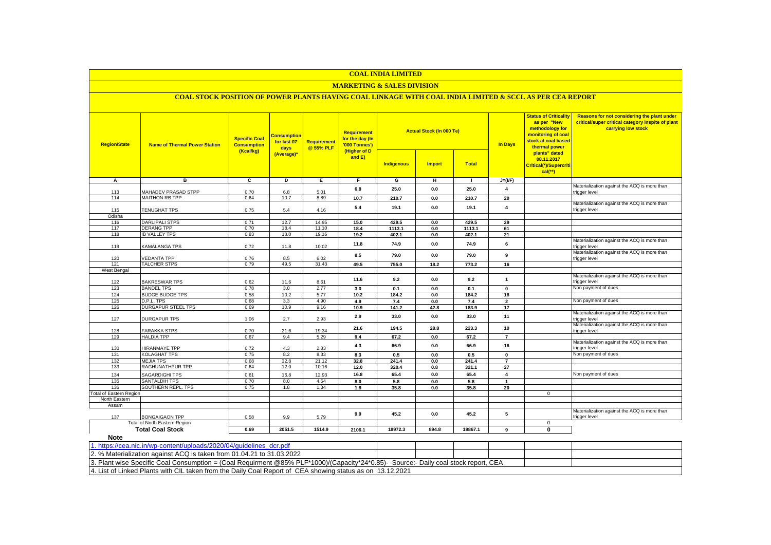# COAL INDIA LIMITED

## MARKETING & SALES DIVISION

### COAL STOCK POSITION OF POWER PLANTS HAVING COAL LINKAGE WITH COAL INDIA LIMITED & SCCL AS PER CEA REPORT

| Region/State | Name of Thermal Power Station | Specific Coal Consumption (Kcal/kg) | Consumption for last 07 days (Average)* | Requirement @ 55% PLF | Requirement for the day (In '000 Tonnes') (Higher of D and E) | Actual Stock (In 000 Te) | | | In Days | Status of Criticality as per "New methodology for monitoring of coal stock at coal based thermal power plants" dated 08.11.2017 Critical(*)/Supercritical(**) | Reasons for not considering the plant under critical/super critical category inspite of plant carrying low stock |
|---|---|---|---|---|---|---|---|---|---|---|---|
| | | | | | | Indigenous | Import | Total | | | |
| A | B | C | D | E | F | G | H | I | J=(I/F) | | |
| 113 | MAHADEV PRASAD STPP | 0.70 | 6.8 | 5.01 | 6.8 | 25.0 | 0.0 | 25.0 | 4 | | Materialization against the ACQ is more than trigger level |
| 114 | MAITHON RB TPP | 0.64 | 10.7 | 8.89 | 10.7 | 210.7 | 0.0 | 210.7 | 20 | | |
| 115 | TENUGHAT TPS | 0.75 | 5.4 | 4.16 | 5.4 | 19.1 | 0.0 | 19.1 | 4 | | Materialization against the ACQ is more than trigger level |
| Odisha | | | | | | | | | | | |
| 116 | DARLIPALI STPS | 0.71 | 12.7 | 14.95 | 15.0 | 429.5 | 0.0 | 429.5 | 29 | | |
| 117 | DERANG TPP | 0.70 | 18.4 | 11.10 | 18.4 | 1113.1 | 0.0 | 1113.1 | 61 | | |
| 118 | IB VALLEY TPS | 0.83 | 18.0 | 19.16 | 19.2 | 402.1 | 0.0 | 402.1 | 21 | | |
| 119 | KAMALANGA TPS | 0.72 | 11.8 | 10.02 | 11.8 | 74.9 | 0.0 | 74.9 | 6 | | Materialization against the ACQ is more than trigger level |
| 120 | VEDANTA TPP | 0.76 | 8.5 | 6.02 | 8.5 | 79.0 | 0.0 | 79.0 | 9 | | Materialization against the ACQ is more than trigger level |
| 121 | TALCHER STPS | 0.79 | 49.5 | 31.43 | 49.5 | 755.0 | 18.2 | 773.2 | 16 | | |
| West Bengal | | | | | | | | | | | |
| 122 | BAKRESWAR TPS | 0.62 | 11.6 | 8.61 | 11.6 | 9.2 | 0.0 | 9.2 | 1 | | Materialization against the ACQ is more than trigger level |
| 123 | BANDEL TPS | 0.78 | 3.0 | 2.77 | 3.0 | 0.1 | 0.0 | 0.1 | 0 | | Non payment of dues |
| 124 | BUDGE BUDGE TPS | 0.58 | 10.2 | 5.77 | 10.2 | 184.2 | 0.0 | 184.2 | 18 | | |
| 125 | D.P.L. TPS | 0.68 | 3.3 | 4.90 | 4.9 | 7.4 | 0.0 | 7.4 | 2 | | Non payment of dues |
| 126 | DURGAPUR STEEL TPS | 0.69 | 10.9 | 9.16 | 10.9 | 141.2 | 42.8 | 183.9 | 17 | | |
| 127 | DURGAPUR TPS | 1.06 | 2.7 | 2.93 | 2.9 | 33.0 | 0.0 | 33.0 | 11 | | Materialization against the ACQ is more than trigger level |
| 128 | FARAKKA STPS | 0.70 | 21.6 | 19.34 | 21.6 | 194.5 | 28.8 | 223.3 | 10 | | Materialization against the ACQ is more than trigger level |
| 129 | HALDIA TPP | 0.67 | 9.4 | 5.29 | 9.4 | 67.2 | 0.0 | 67.2 | 7 | | |
| 130 | HIRANMAYE TPP | 0.72 | 4.3 | 2.83 | 4.3 | 66.9 | 0.0 | 66.9 | 16 | | Materialization against the ACQ is more than trigger level |
| 131 | KOLAGHAT TPS | 0.75 | 8.2 | 8.33 | 8.3 | 0.5 | 0.0 | 0.5 | 0 | | Non payment of dues |
| 132 | MEJIA TPS | 0.68 | 32.8 | 21.12 | 32.8 | 241.4 | 0.0 | 241.4 | 7 | | |
| 133 | RAGHUNATHPUR TPP | 0.64 | 12.0 | 10.16 | 12.0 | 320.4 | 0.8 | 321.1 | 27 | | |
| 134 | SAGARDIGHI TPS | 0.61 | 16.8 | 12.93 | 16.8 | 65.4 | 0.0 | 65.4 | 4 | | Non payment of dues |
| 135 | SANTALDIH TPS | 0.70 | 8.0 | 4.64 | 8.0 | 5.8 | 0.0 | 5.8 | 1 | | |
| 136 | SOUTHERN REPL. TPS | 0.75 | 1.8 | 1.34 | 1.8 | 35.8 | 0.0 | 35.8 | 20 | | |
| Total of Eastern Region | | | | | | | | | | 0 | |
| North Eastern | | | | | | | | | | | |
| Assam | | | | | | | | | | | |
| 137 | BONGAIGAON TPP | 0.58 | 9.9 | 5.79 | 9.9 | 45.2 | 0.0 | 45.2 | 5 | | Materialization against the ACQ is more than trigger level |
| Total of North Eastern Region | | | | | | | | | | 0 | |
| **Total Coal Stock** | | 0.69 | 2051.5 | 1514.9 | 2106.1 | 18972.3 | 894.8 | 19867.1 | 9 | 0 | |

**Note**

1. https://cea.nic.in/wp-content/uploads/2020/04/guidelines_dcr.pdf
2. % Materialization against ACQ is taken from 01.04.21 to 31.03.2022
3. Plant wise Specific Coal Consumption = (Coal Requirment @85% PLF*1000)/(Capacity*24*0.85)- Source:- Daily coal stock report, CEA
4. List of Linked Plants with CIL taken from the Daily Coal Report of CEA showing status as on 13.12.2021